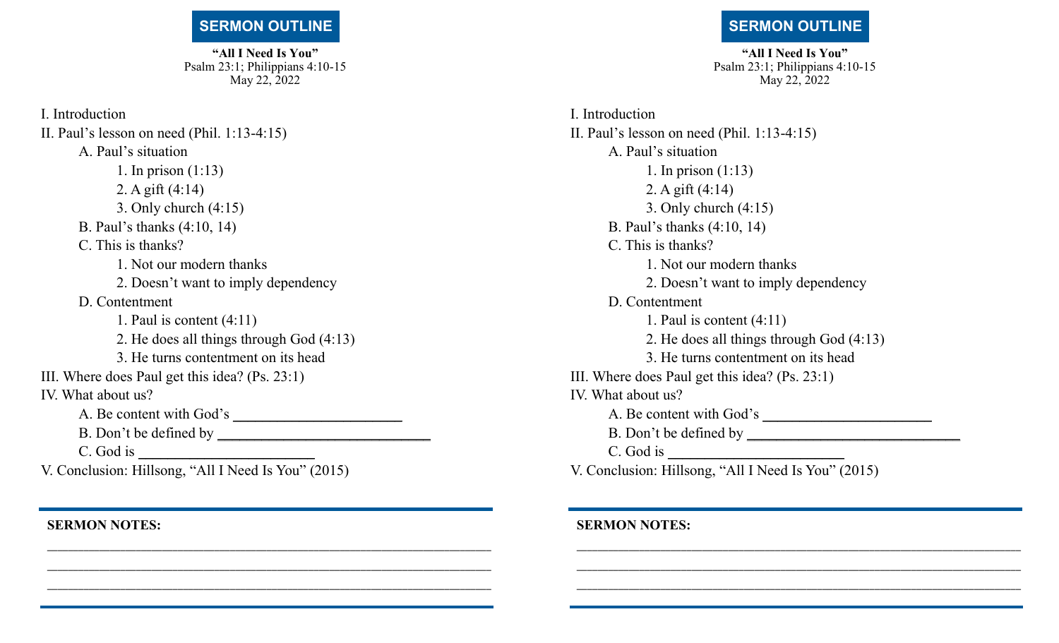## SERMON OUTLINE

**"All I Need Is You"**
Psalm 23:1; Philippians 4:10-15
May 22, 2022

I. Introduction

II. Paul's lesson on need (Phil. 1:13-4:15)

- A. Paul's situation
  - 1. In prison (1:13)
  - 2. A gift (4:14)
  - 3. Only church (4:15)
- B. Paul's thanks (4:10, 14)
- C. This is thanks?
  - 1. Not our modern thanks
  - 2. Doesn't want to imply dependency
- D. Contentment
  - 1. Paul is content (4:11)
  - 2. He does all things through God (4:13)
  - 3. He turns contentment on its head

III. Where does Paul get this idea? (Ps. 23:1)

IV. What about us?

- A. Be content with God's ______________________
- B. Don't be defined by ____________________________
- C. God is _______________________

V. Conclusion: Hillsong, "All I Need Is You" (2015)

---

**SERMON NOTES:**

_____________________________________________________________

_____________________________________________________________

_____________________________________________________________

---

## SERMON OUTLINE

**"All I Need Is You"**
Psalm 23:1; Philippians 4:10-15
May 22, 2022

I. Introduction

II. Paul's lesson on need (Phil. 1:13-4:15)

- A. Paul's situation
  - 1. In prison (1:13)
  - 2. A gift (4:14)
  - 3. Only church (4:15)
- B. Paul's thanks (4:10, 14)
- C. This is thanks?
  - 1. Not our modern thanks
  - 2. Doesn't want to imply dependency
- D. Contentment
  - 1. Paul is content (4:11)
  - 2. He does all things through God (4:13)
  - 3. He turns contentment on its head

III. Where does Paul get this idea? (Ps. 23:1)

IV. What about us?

- A. Be content with God's ______________________
- B. Don't be defined by ____________________________
- C. God is _______________________

V. Conclusion: Hillsong, "All I Need Is You" (2015)

---

**SERMON NOTES:**

_____________________________________________________________

_____________________________________________________________

_____________________________________________________________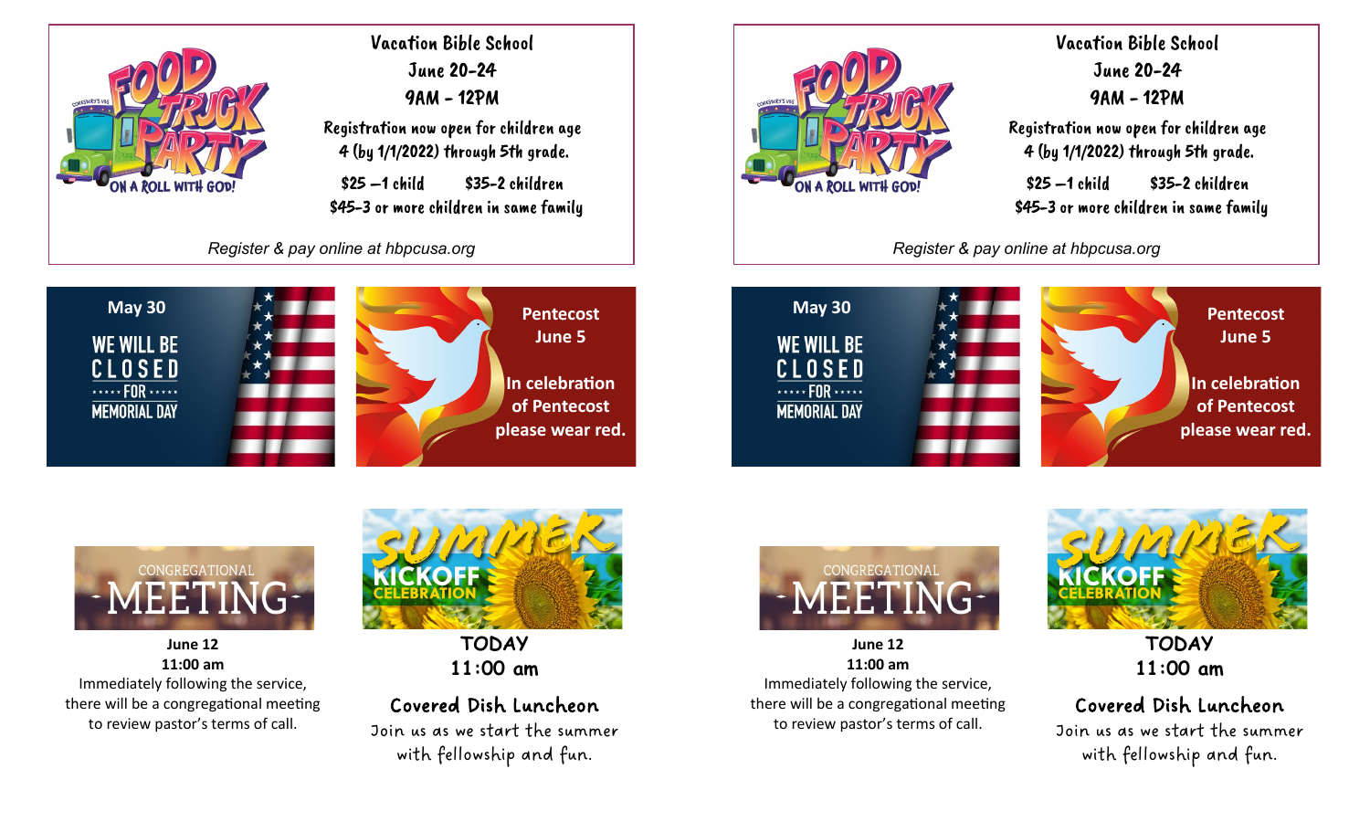## Vacation Bible School

**June 20-24**

**9AM - 12PM**

Registration now open for children age 4 (by 1/1/2022) through 5th grade.

$25 –1 child $35-2 children

$45-3 or more children in same family

*Register & pay online at hbpcusa.org*

**May 30**

**WE WILL BE CLOSED FOR MEMORIAL DAY**

**Pentecost**
**June 5**

**In celebration of Pentecost please wear red.**

**CONGREGATIONAL MEETING**

**June 12**
**11:00 am**

Immediately following the service, there will be a congregational meeting to review pastor's terms of call.

**SUMMER KICKOFF CELEBRATION**

**TODAY**
**11:00 am**

**Covered Dish Luncheon**

Join us as we start the summer with fellowship and fun.

## Vacation Bible School

**June 20-24**

**9AM - 12PM**

Registration now open for children age 4 (by 1/1/2022) through 5th grade.

$25 –1 child $35-2 children

$45-3 or more children in same family

*Register & pay online at hbpcusa.org*

**May 30**

**WE WILL BE CLOSED FOR MEMORIAL DAY**

**Pentecost**
**June 5**

**In celebration of Pentecost please wear red.**

**CONGREGATIONAL MEETING**

**June 12**
**11:00 am**

Immediately following the service, there will be a congregational meeting to review pastor's terms of call.

**SUMMER KICKOFF CELEBRATION**

**TODAY**
**11:00 am**

**Covered Dish Luncheon**

Join us as we start the summer with fellowship and fun.